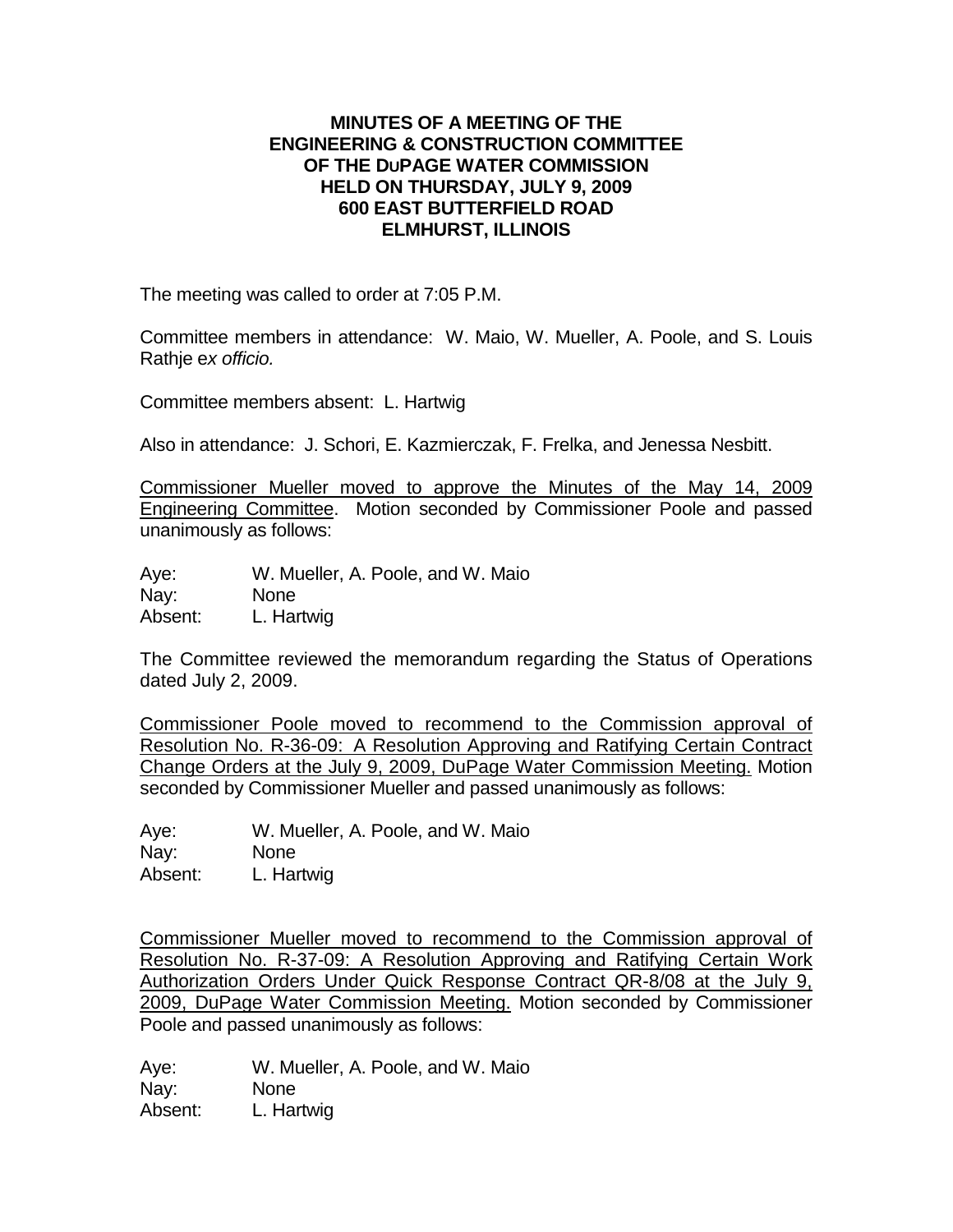**MINUTES OF A MEETING OF THE ENGINEERING & CONSTRUCTION COMMITTEE OF THE DuPAGE WATER COMMISSION HELD ON THURSDAY, JULY 9, 2009 600 EAST BUTTERFIELD ROAD ELMHURST, ILLINOIS**

The meeting was called to order at 7:05 P.M.

Committee members in attendance: W. Maio, W. Mueller, A. Poole, and S. Louis Rathje e*x officio.*

Committee members absent: L. Hartwig

Also in attendance: J. Schori, E. Kazmierczak, F. Frelka, and Jenessa Nesbitt.

<u>Commissioner Mueller moved to approve the Minutes of the May 14, 2009 Engineering Committee</u>. Motion seconded by Commissioner Poole and passed unanimously as follows:

Aye: W. Mueller, A. Poole, and W. Maio
Nay: None
Absent: L. Hartwig

The Committee reviewed the memorandum regarding the Status of Operations dated July 2, 2009.

<u>Commissioner Poole moved to recommend to the Commission approval of Resolution No. R-36-09: A Resolution Approving and Ratifying Certain Contract Change Orders at the July 9, 2009, DuPage Water Commission Meeting.</u> Motion seconded by Commissioner Mueller and passed unanimously as follows:

Aye: W. Mueller, A. Poole, and W. Maio
Nay: None
Absent: L. Hartwig

<u>Commissioner Mueller moved to recommend to the Commission approval of Resolution No. R-37-09: A Resolution Approving and Ratifying Certain Work Authorization Orders Under Quick Response Contract QR-8/08 at the July 9, 2009, DuPage Water Commission Meeting.</u> Motion seconded by Commissioner Poole and passed unanimously as follows:

Aye: W. Mueller, A. Poole, and W. Maio
Nay: None
Absent: L. Hartwig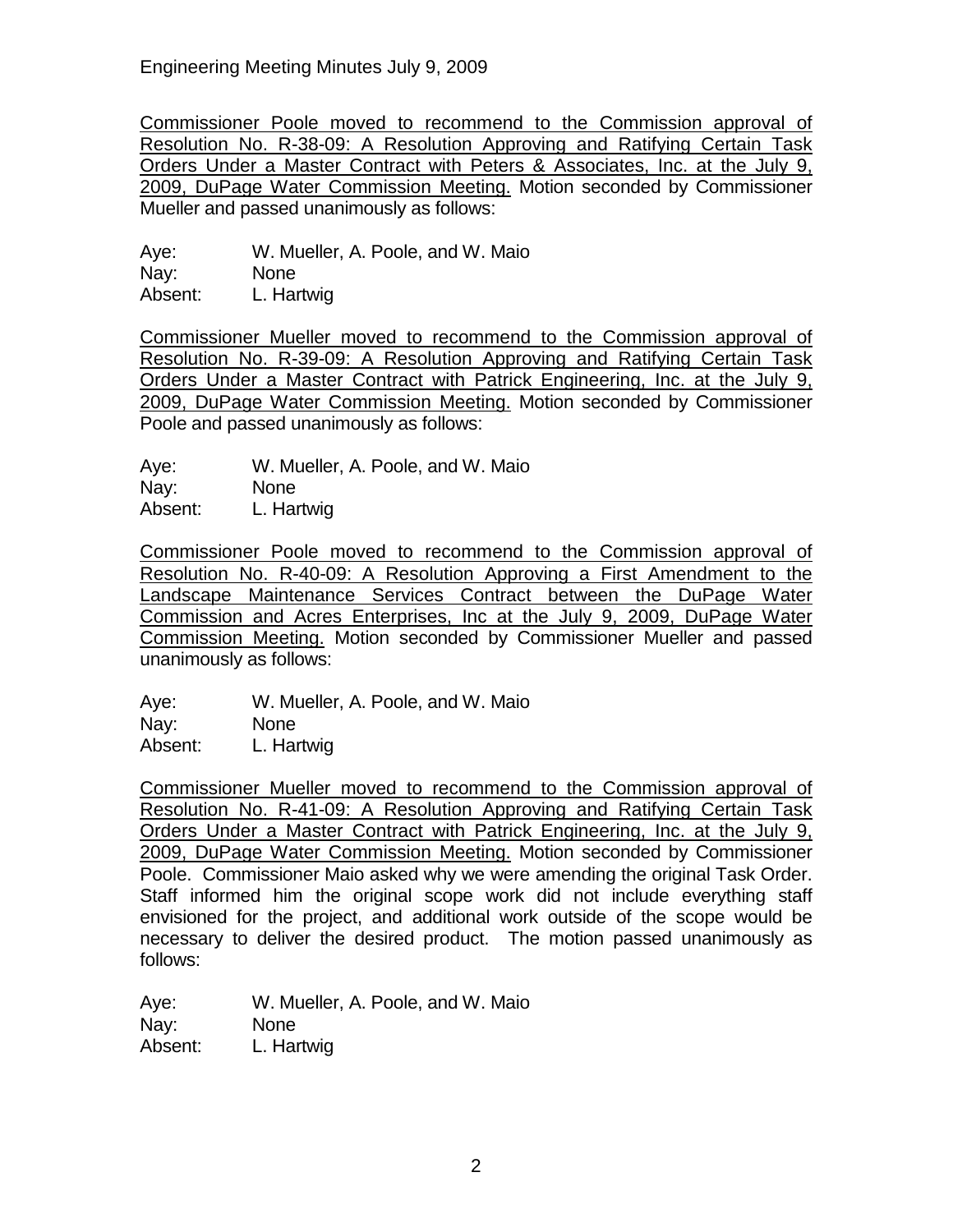Commissioner Poole moved to recommend to the Commission approval of Resolution No. R-38-09: A Resolution Approving and Ratifying Certain Task Orders Under a Master Contract with Peters & Associates, Inc. at the July 9, 2009, DuPage Water Commission Meeting. Motion seconded by Commissioner Mueller and passed unanimously as follows:

Aye: W. Mueller, A. Poole, and W. Maio
Nay: None
Absent: L. Hartwig

Commissioner Mueller moved to recommend to the Commission approval of Resolution No. R-39-09: A Resolution Approving and Ratifying Certain Task Orders Under a Master Contract with Patrick Engineering, Inc. at the July 9, 2009, DuPage Water Commission Meeting. Motion seconded by Commissioner Poole and passed unanimously as follows:

Aye: W. Mueller, A. Poole, and W. Maio
Nay: None
Absent: L. Hartwig

Commissioner Poole moved to recommend to the Commission approval of Resolution No. R-40-09: A Resolution Approving a First Amendment to the Landscape Maintenance Services Contract between the DuPage Water Commission and Acres Enterprises, Inc at the July 9, 2009, DuPage Water Commission Meeting. Motion seconded by Commissioner Mueller and passed unanimously as follows:

Aye: W. Mueller, A. Poole, and W. Maio
Nay: None
Absent: L. Hartwig

Commissioner Mueller moved to recommend to the Commission approval of Resolution No. R-41-09: A Resolution Approving and Ratifying Certain Task Orders Under a Master Contract with Patrick Engineering, Inc. at the July 9, 2009, DuPage Water Commission Meeting. Motion seconded by Commissioner Poole. Commissioner Maio asked why we were amending the original Task Order. Staff informed him the original scope work did not include everything staff envisioned for the project, and additional work outside of the scope would be necessary to deliver the desired product. The motion passed unanimously as follows:

Aye: W. Mueller, A. Poole, and W. Maio
Nay: None
Absent: L. Hartwig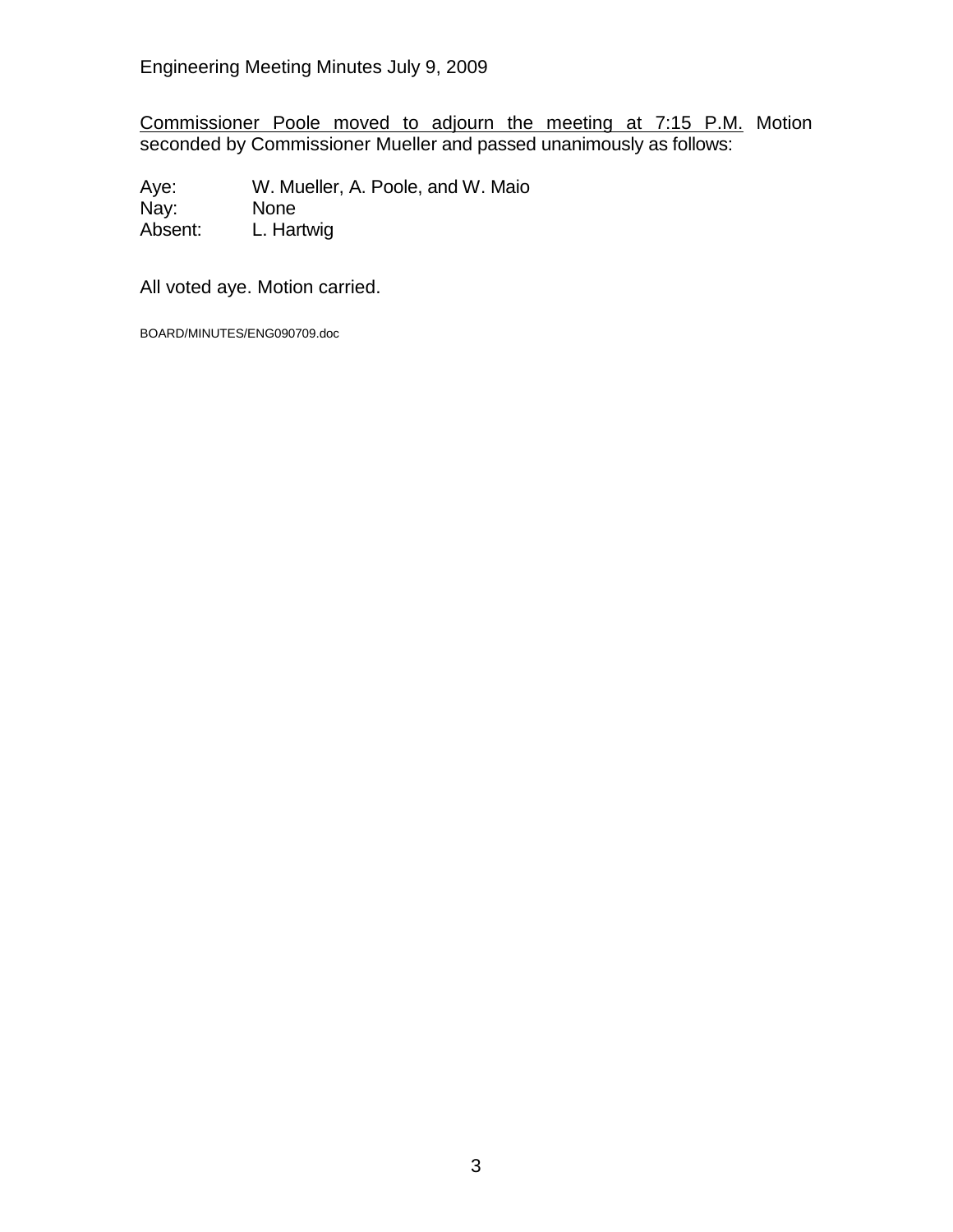Commissioner Poole moved to adjourn the meeting at 7:15 P.M. Motion seconded by Commissioner Mueller and passed unanimously as follows:

| | |
|---|---|
| Aye: | W. Mueller, A. Poole, and W. Maio |
| Nay: | None |
| Absent: | L. Hartwig |

All voted aye. Motion carried.

BOARD/MINUTES/ENG090709.doc